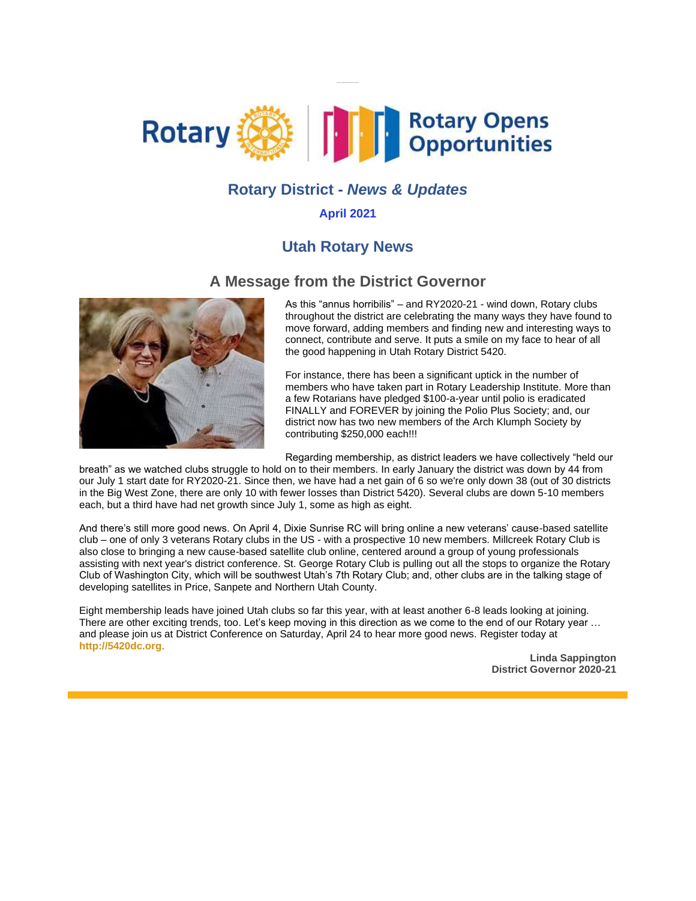# Rotary District - *News & Updates*

**April 2021**

## Utah Rotary News

### A Message from the District Governor

As this "annus horribilis" – and RY2020-21 - wind down, Rotary clubs throughout the district are celebrating the many ways they have found to move forward, adding members and finding new and interesting ways to connect, contribute and serve. It puts a smile on my face to hear of all the good happening in Utah Rotary District 5420.

For instance, there has been a significant uptick in the number of members who have taken part in Rotary Leadership Institute. More than a few Rotarians have pledged $100-a-year until polio is eradicated FINALLY and FOREVER by joining the Polio Plus Society; and, our district now has two new members of the Arch Klumph Society by contributing $250,000 each!!!

Regarding membership, as district leaders we have collectively "held our breath" as we watched clubs struggle to hold on to their members. In early January the district was down by 44 from our July 1 start date for RY2020-21. Since then, we have had a net gain of 6 so we're only down 38 (out of 30 districts in the Big West Zone, there are only 10 with fewer losses than District 5420). Several clubs are down 5-10 members each, but a third have had net growth since July 1, some as high as eight.

And there's still more good news. On April 4, Dixie Sunrise RC will bring online a new veterans' cause-based satellite club – one of only 3 veterans Rotary clubs in the US - with a prospective 10 new members. Millcreek Rotary Club is also close to bringing a new cause-based satellite club online, centered around a group of young professionals assisting with next year's district conference. St. George Rotary Club is pulling out all the stops to organize the Rotary Club of Washington City, which will be southwest Utah's 7th Rotary Club; and, other clubs are in the talking stage of developing satellites in Price, Sanpete and Northern Utah County.

Eight membership leads have joined Utah clubs so far this year, with at least another 6-8 leads looking at joining. There are other exciting trends, too. Let's keep moving in this direction as we come to the end of our Rotary year … and please join us at District Conference on Saturday, April 24 to hear more good news. Register today at **http://5420dc.org**.

**Linda Sappington**
**District Governor 2020-21**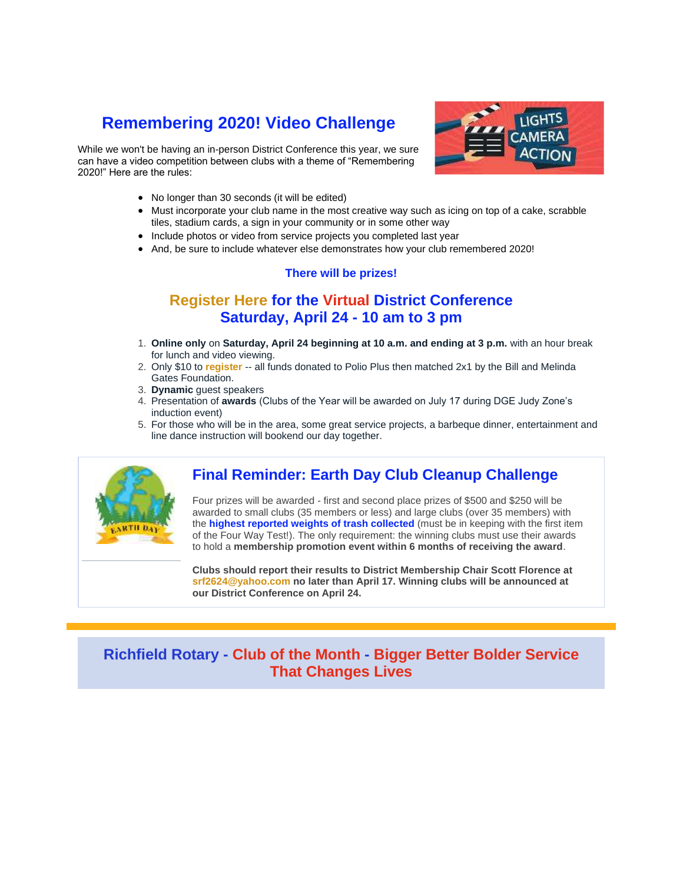## Remembering 2020! Video Challenge

While we won't be having an in-person District Conference this year, we sure can have a video competition between clubs with a theme of “Remembering 2020!” Here are the rules:

- No longer than 30 seconds (it will be edited)
- Must incorporate your club name in the most creative way such as icing on top of a cake, scrabble tiles, stadium cards, a sign in your community or in some other way
- Include photos or video from service projects you completed last year
- And, be sure to include whatever else demonstrates how your club remembered 2020!

**There will be prizes!**

## Register Here for the Virtual District Conference Saturday, April 24 - 10 am to 3 pm

1. **Online only** on **Saturday, April 24 beginning at 10 a.m. and ending at 3 p.m.** with an hour break for lunch and video viewing.
2. Only $10 to **register** -- all funds donated to Polio Plus then matched 2x1 by the Bill and Melinda Gates Foundation.
3. **Dynamic** guest speakers
4. Presentation of **awards** (Clubs of the Year will be awarded on July 17 during DGE Judy Zone’s induction event)
5. For those who will be in the area, some great service projects, a barbeque dinner, entertainment and line dance instruction will bookend our day together.

## Final Reminder: Earth Day Club Cleanup Challenge

Four prizes will be awarded - first and second place prizes of $500 and $250 will be awarded to small clubs (35 members or less) and large clubs (over 35 members) with the **highest reported weights of trash collected** (must be in keeping with the first item of the Four Way Test!). The only requirement: the winning clubs must use their awards to hold a **membership promotion event within 6 months of receiving the award**.

**Clubs should report their results to District Membership Chair Scott Florence at srf2624@yahoo.com no later than April 17. Winning clubs will be announced at our District Conference on April 24.**

## Richfield Rotary - Club of the Month - Bigger Better Bolder Service That Changes Lives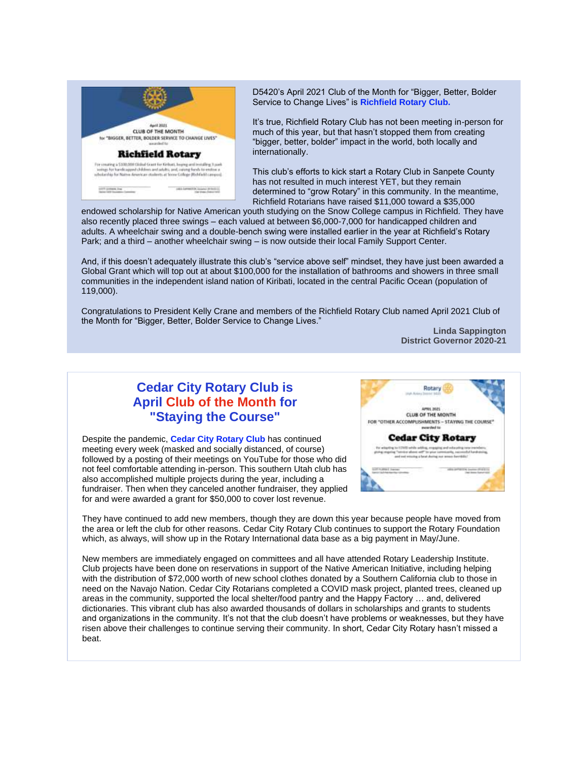D5420's April 2021 Club of the Month for "Bigger, Better, Bolder Service to Change Lives" is **Richfield Rotary Club.**

It's true, Richfield Rotary Club has not been meeting in-person for much of this year, but that hasn't stopped them from creating "bigger, better, bolder" impact in the world, both locally and internationally.

This club's efforts to kick start a Rotary Club in Sanpete County has not resulted in much interest YET, but they remain determined to "grow Rotary" in this community. In the meantime, Richfield Rotarians have raised $11,000 toward a $35,000 endowed scholarship for Native American youth studying on the Snow College campus in Richfield. They have also recently placed three swings – each valued at between $6,000-7,000 for handicapped children and adults. A wheelchair swing and a double-bench swing were installed earlier in the year at Richfield's Rotary Park; and a third – another wheelchair swing – is now outside their local Family Support Center.

And, if this doesn't adequately illustrate this club's "service above self" mindset, they have just been awarded a Global Grant which will top out at about $100,000 for the installation of bathrooms and showers in three small communities in the independent island nation of Kiribati, located in the central Pacific Ocean (population of 119,000).

Congratulations to President Kelly Crane and members of the Richfield Rotary Club named April 2021 Club of the Month for "Bigger, Better, Bolder Service to Change Lives."

**Linda Sappington**
**District Governor 2020-21**

## Cedar City Rotary Club is April Club of the Month for "Staying the Course"

Despite the pandemic, **Cedar City Rotary Club** has continued meeting every week (masked and socially distanced, of course) followed by a posting of their meetings on YouTube for those who did not feel comfortable attending in-person. This southern Utah club has also accomplished multiple projects during the year, including a fundraiser. Then when they canceled another fundraiser, they applied for and were awarded a grant for $50,000 to cover lost revenue.

They have continued to add new members, though they are down this year because people have moved from the area or left the club for other reasons. Cedar City Rotary Club continues to support the Rotary Foundation which, as always, will show up in the Rotary International data base as a big payment in May/June.

New members are immediately engaged on committees and all have attended Rotary Leadership Institute. Club projects have been done on reservations in support of the Native American Initiative, including helping with the distribution of $72,000 worth of new school clothes donated by a Southern California club to those in need on the Navajo Nation. Cedar City Rotarians completed a COVID mask project, planted trees, cleaned up areas in the community, supported the local shelter/food pantry and the Happy Factory … and, delivered dictionaries. This vibrant club has also awarded thousands of dollars in scholarships and grants to students and organizations in the community. It's not that the club doesn't have problems or weaknesses, but they have risen above their challenges to continue serving their community. In short, Cedar City Rotary hasn't missed a beat.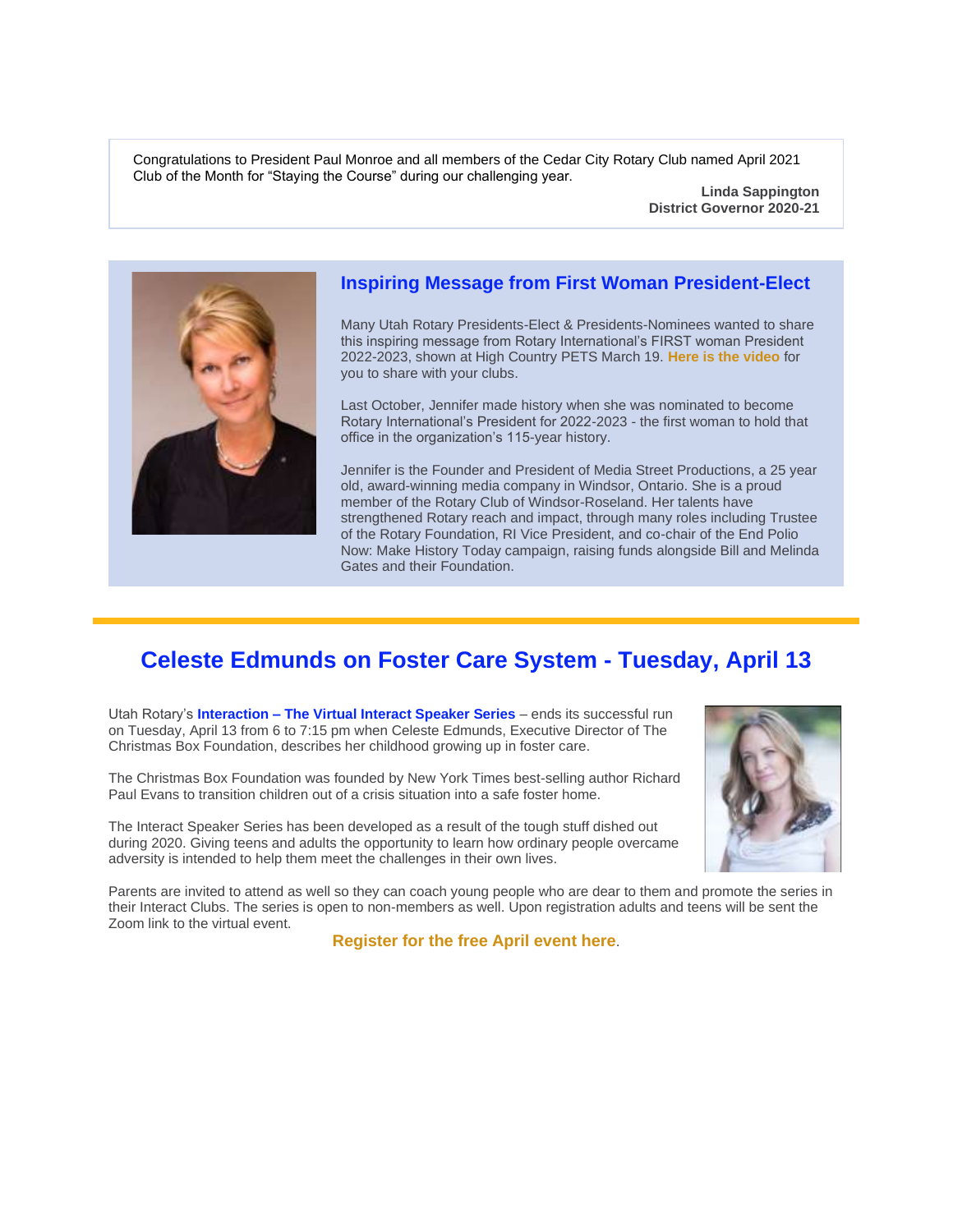Congratulations to President Paul Monroe and all members of the Cedar City Rotary Club named April 2021 Club of the Month for "Staying the Course" during our challenging year.

**Linda Sappington**
**District Governor 2020-21**

## Inspiring Message from First Woman President-Elect

Many Utah Rotary Presidents-Elect & Presidents-Nominees wanted to share this inspiring message from Rotary International's FIRST woman President 2022-2023, shown at High Country PETS March 19. **Here is the video** for you to share with your clubs.

Last October, Jennifer made history when she was nominated to become Rotary International's President for 2022-2023 - the first woman to hold that office in the organization's 115-year history.

Jennifer is the Founder and President of Media Street Productions, a 25 year old, award-winning media company in Windsor, Ontario. She is a proud member of the Rotary Club of Windsor-Roseland. Her talents have strengthened Rotary reach and impact, through many roles including Trustee of the Rotary Foundation, RI Vice President, and co-chair of the End Polio Now: Make History Today campaign, raising funds alongside Bill and Melinda Gates and their Foundation.

## Celeste Edmunds on Foster Care System - Tuesday, April 13

Utah Rotary's **Interaction – The Virtual Interact Speaker Series** – ends its successful run on Tuesday, April 13 from 6 to 7:15 pm when Celeste Edmunds, Executive Director of The Christmas Box Foundation, describes her childhood growing up in foster care.

The Christmas Box Foundation was founded by New York Times best-selling author Richard Paul Evans to transition children out of a crisis situation into a safe foster home.

The Interact Speaker Series has been developed as a result of the tough stuff dished out during 2020. Giving teens and adults the opportunity to learn how ordinary people overcame adversity is intended to help them meet the challenges in their own lives.

Parents are invited to attend as well so they can coach young people who are dear to them and promote the series in their Interact Clubs. The series is open to non-members as well. Upon registration adults and teens will be sent the Zoom link to the virtual event.

**Register for the free April event here**.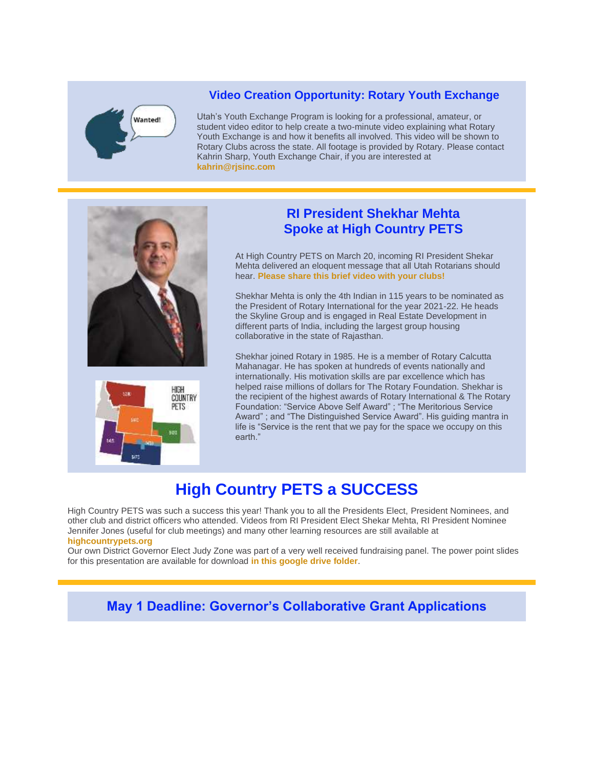## Video Creation Opportunity: Rotary Youth Exchange

Utah's Youth Exchange Program is looking for a professional, amateur, or student video editor to help create a two-minute video explaining what Rotary Youth Exchange is and how it benefits all involved. This video will be shown to Rotary Clubs across the state. All footage is provided by Rotary. Please contact Kahrin Sharp, Youth Exchange Chair, if you are interested at **kahrin@rjsinc.com**

## RI President Shekhar Mehta Spoke at High Country PETS

At High Country PETS on March 20, incoming RI President Shekar Mehta delivered an eloquent message that all Utah Rotarians should hear. **Please share this brief video with your clubs!**

Shekhar Mehta is only the 4th Indian in 115 years to be nominated as the President of Rotary International for the year 2021-22. He heads the Skyline Group and is engaged in Real Estate Development in different parts of India, including the largest group housing collaborative in the state of Rajasthan.

Shekhar joined Rotary in 1985. He is a member of Rotary Calcutta Mahanagar. He has spoken at hundreds of events nationally and internationally. His motivation skills are par excellence which has helped raise millions of dollars for The Rotary Foundation. Shekhar is the recipient of the highest awards of Rotary International & The Rotary Foundation: "Service Above Self Award" ; "The Meritorious Service Award" ; and "The Distinguished Service Award". His guiding mantra in life is "Service is the rent that we pay for the space we occupy on this earth."

# High Country PETS a SUCCESS

High Country PETS was such a success this year! Thank you to all the Presidents Elect, President Nominees, and other club and district officers who attended. Videos from RI President Elect Shekar Mehta, RI President Nominee Jennifer Jones (useful for club meetings) and many other learning resources are still available at **highcountrypets.org**

Our own District Governor Elect Judy Zone was part of a very well received fundraising panel. The power point slides for this presentation are available for download **in this google drive folder**.

## May 1 Deadline: Governor's Collaborative Grant Applications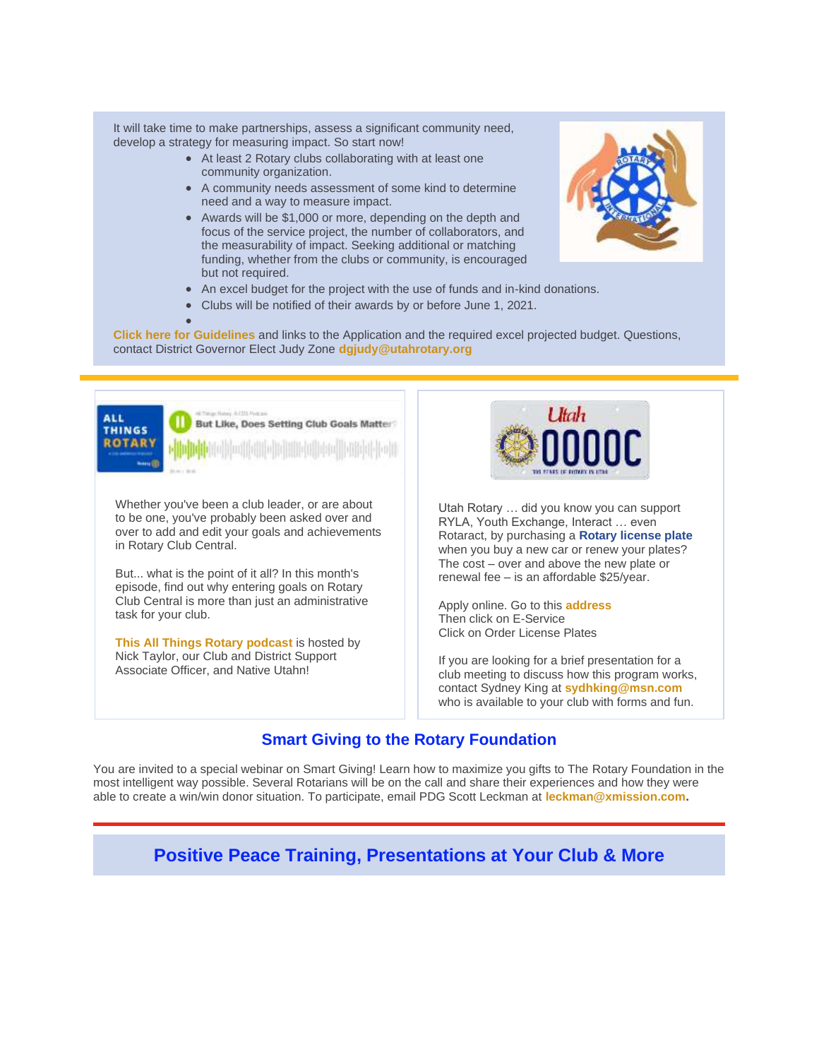It will take time to make partnerships, assess a significant community need, develop a strategy for measuring impact. So start now!

- At least 2 Rotary clubs collaborating with at least one community organization.
- A community needs assessment of some kind to determine need and a way to measure impact.
- Awards will be $1,000 or more, depending on the depth and focus of the service project, the number of collaborators, and the measurability of impact. Seeking additional or matching funding, whether from the clubs or community, is encouraged but not required.
- An excel budget for the project with the use of funds and in-kind donations.
- Clubs will be notified of their awards by or before June 1, 2021.

**Click here for Guidelines** and links to the Application and the required excel projected budget. Questions, contact District Governor Elect Judy Zone **dgjudy@utahrotary.org**

---

Whether you've been a club leader, or are about to be one, you've probably been asked over and over to add and edit your goals and achievements in Rotary Club Central.

But... what is the point of it all? In this month's episode, find out why entering goals on Rotary Club Central is more than just an administrative task for your club.

**This All Things Rotary podcast** is hosted by Nick Taylor, our Club and District Support Associate Officer, and Native Utahn!

Utah Rotary … did you know you can support RYLA, Youth Exchange, Interact … even Rotaract, by purchasing a **Rotary license plate** when you buy a new car or renew your plates? The cost – over and above the new plate or renewal fee – is an affordable $25/year.

Apply online. Go to this **address**
Then click on E-Service
Click on Order License Plates

If you are looking for a brief presentation for a club meeting to discuss how this program works, contact Sydney King at **sydhking@msn.com** who is available to your club with forms and fun.

## Smart Giving to the Rotary Foundation

You are invited to a special webinar on Smart Giving! Learn how to maximize you gifts to The Rotary Foundation in the most intelligent way possible. Several Rotarians will be on the call and share their experiences and how they were able to create a win/win donor situation. To participate, email PDG Scott Leckman at **leckman@xmission.com.**

---

## Positive Peace Training, Presentations at Your Club & More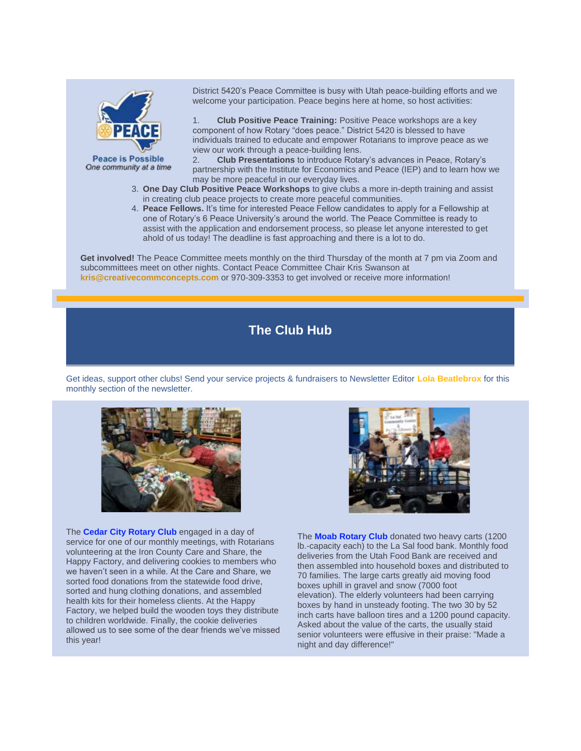PEACE

Peace is Possible
*One community at a time*

District 5420's Peace Committee is busy with Utah peace-building efforts and we welcome your participation. Peace begins here at home, so host activities:

1. **Club Positive Peace Training:** Positive Peace workshops are a key component of how Rotary "does peace." District 5420 is blessed to have individuals trained to educate and empower Rotarians to improve peace as we view our work through a peace-building lens.
2. **Club Presentations** to introduce Rotary's advances in Peace, Rotary's partnership with the Institute for Economics and Peace (IEP) and to learn how we may be more peaceful in our everyday lives.
3. **One Day Club Positive Peace Workshops** to give clubs a more in-depth training and assist in creating club peace projects to create more peaceful communities.
4. **Peace Fellows.** It's time for interested Peace Fellow candidates to apply for a Fellowship at one of Rotary's 6 Peace University's around the world. The Peace Committee is ready to assist with the application and endorsement process, so please let anyone interested to get ahold of us today! The deadline is fast approaching and there is a lot to do.

**Get involved!** The Peace Committee meets monthly on the third Thursday of the month at 7 pm via Zoom and subcommittees meet on other nights. Contact Peace Committee Chair Kris Swanson at **kris@creativecommconcepts.com** or 970-309-3353 to get involved or receive more information!

## The Club Hub

Get ideas, support other clubs! Send your service projects & fundraisers to Newsletter Editor **Lola Beatlebrox** for this monthly section of the newsletter.

The **Cedar City Rotary Club** engaged in a day of service for one of our monthly meetings, with Rotarians volunteering at the Iron County Care and Share, the Happy Factory, and delivering cookies to members who we haven't seen in a while. At the Care and Share, we sorted food donations from the statewide food drive, sorted and hung clothing donations, and assembled health kits for their homeless clients. At the Happy Factory, we helped build the wooden toys they distribute to children worldwide. Finally, the cookie deliveries allowed us to see some of the dear friends we've missed this year!

The **Moab Rotary Club** donated two heavy carts (1200 lb.-capacity each) to the La Sal food bank. Monthly food deliveries from the Utah Food Bank are received and then assembled into household boxes and distributed to 70 families. The large carts greatly aid moving food boxes uphill in gravel and snow (7000 foot elevation). The elderly volunteers had been carrying boxes by hand in unsteady footing. The two 30 by 52 inch carts have balloon tires and a 1200 pound capacity. Asked about the value of the carts, the usually staid senior volunteers were effusive in their praise: "Made a night and day difference!"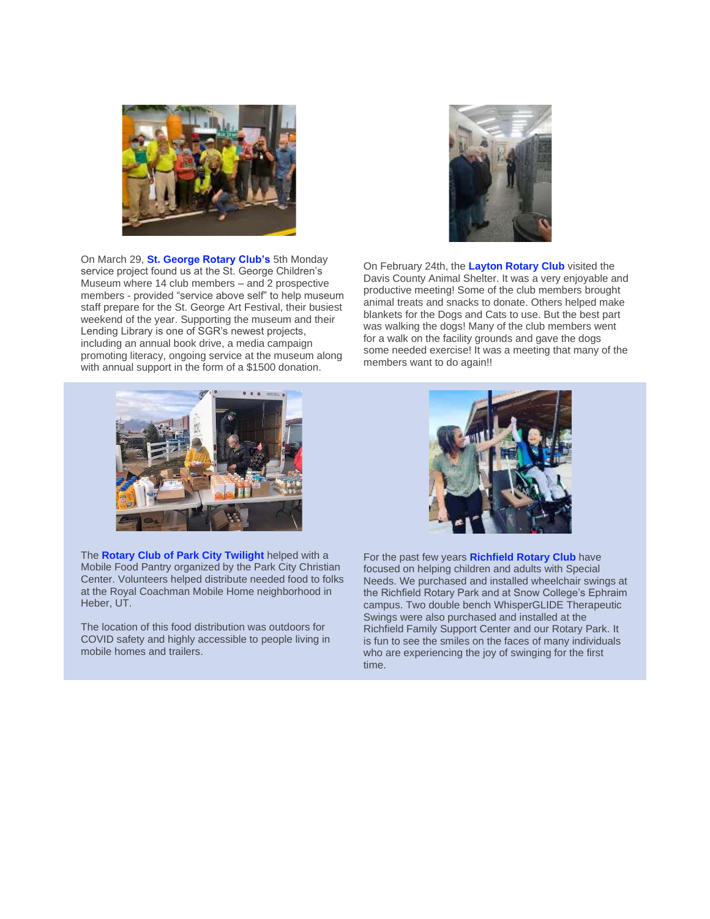On March 29, **St. George Rotary Club's** 5th Monday service project found us at the St. George Children's Museum where 14 club members – and 2 prospective members - provided "service above self" to help museum staff prepare for the St. George Art Festival, their busiest weekend of the year. Supporting the museum and their Lending Library is one of SGR's newest projects, including an annual book drive, a media campaign promoting literacy, ongoing service at the museum along with annual support in the form of a $1500 donation.

On February 24th, the **Layton Rotary Club** visited the Davis County Animal Shelter. It was a very enjoyable and productive meeting! Some of the club members brought animal treats and snacks to donate. Others helped make blankets for the Dogs and Cats to use. But the best part was walking the dogs! Many of the club members went for a walk on the facility grounds and gave the dogs some needed exercise! It was a meeting that many of the members want to do again!!

The **Rotary Club of Park City Twilight** helped with a Mobile Food Pantry organized by the Park City Christian Center. Volunteers helped distribute needed food to folks at the Royal Coachman Mobile Home neighborhood in Heber, UT.

The location of this food distribution was outdoors for COVID safety and highly accessible to people living in mobile homes and trailers.

For the past few years **Richfield Rotary Club** have focused on helping children and adults with Special Needs. We purchased and installed wheelchair swings at the Richfield Rotary Park and at Snow College's Ephraim campus. Two double bench WhisperGLIDE Therapeutic Swings were also purchased and installed at the Richfield Family Support Center and our Rotary Park. It is fun to see the smiles on the faces of many individuals who are experiencing the joy of swinging for the first time.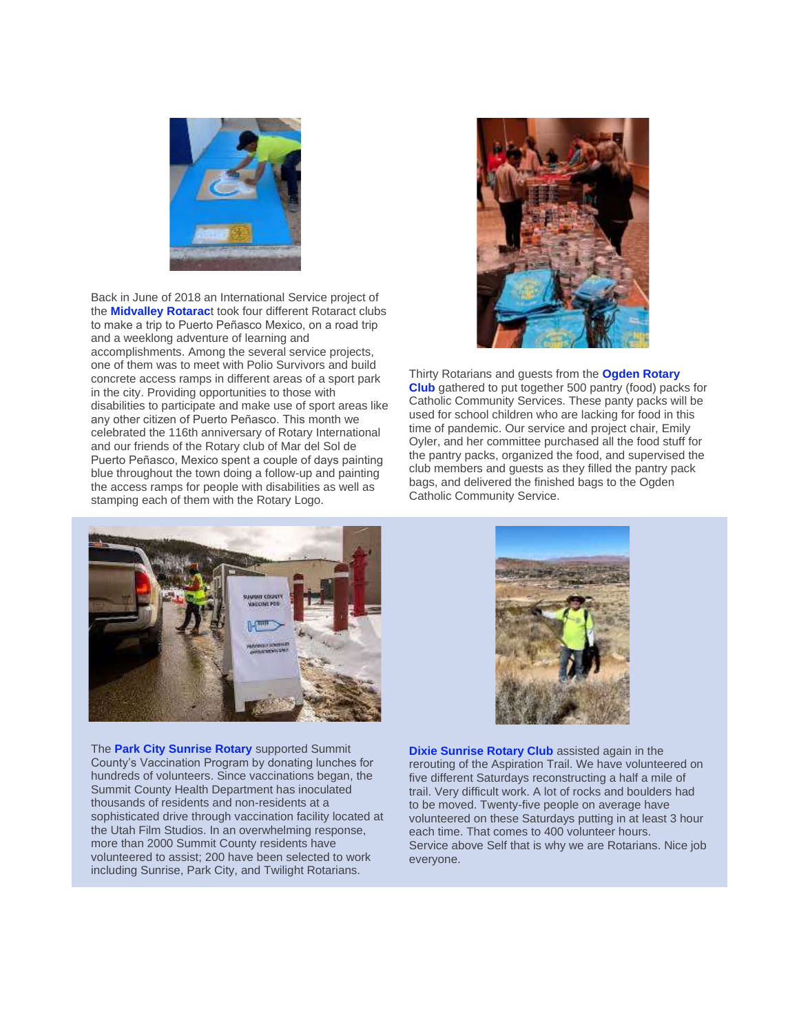Back in June of 2018 an International Service project of the **Midvalley Rotaract** took four different Rotaract clubs to make a trip to Puerto Peñasco Mexico, on a road trip and a weeklong adventure of learning and accomplishments. Among the several service projects, one of them was to meet with Polio Survivors and build concrete access ramps in different areas of a sport park in the city. Providing opportunities to those with disabilities to participate and make use of sport areas like any other citizen of Puerto Peñasco. This month we celebrated the 116th anniversary of Rotary International and our friends of the Rotary club of Mar del Sol de Puerto Peñasco, Mexico spent a couple of days painting blue throughout the town doing a follow-up and painting the access ramps for people with disabilities as well as stamping each of them with the Rotary Logo.

Thirty Rotarians and guests from the **Ogden Rotary Club** gathered to put together 500 pantry (food) packs for Catholic Community Services. These panty packs will be used for school children who are lacking for food in this time of pandemic. Our service and project chair, Emily Oyler, and her committee purchased all the food stuff for the pantry packs, organized the food, and supervised the club members and guests as they filled the pantry pack bags, and delivered the finished bags to the Ogden Catholic Community Service.

The **Park City Sunrise Rotary** supported Summit County's Vaccination Program by donating lunches for hundreds of volunteers. Since vaccinations began, the Summit County Health Department has inoculated thousands of residents and non-residents at a sophisticated drive through vaccination facility located at the Utah Film Studios. In an overwhelming response, more than 2000 Summit County residents have volunteered to assist; 200 have been selected to work including Sunrise, Park City, and Twilight Rotarians.

**Dixie Sunrise Rotary Club** assisted again in the rerouting of the Aspiration Trail. We have volunteered on five different Saturdays reconstructing a half a mile of trail. Very difficult work. A lot of rocks and boulders had to be moved. Twenty-five people on average have volunteered on these Saturdays putting in at least 3 hour each time. That comes to 400 volunteer hours.
Service above Self that is why we are Rotarians. Nice job everyone.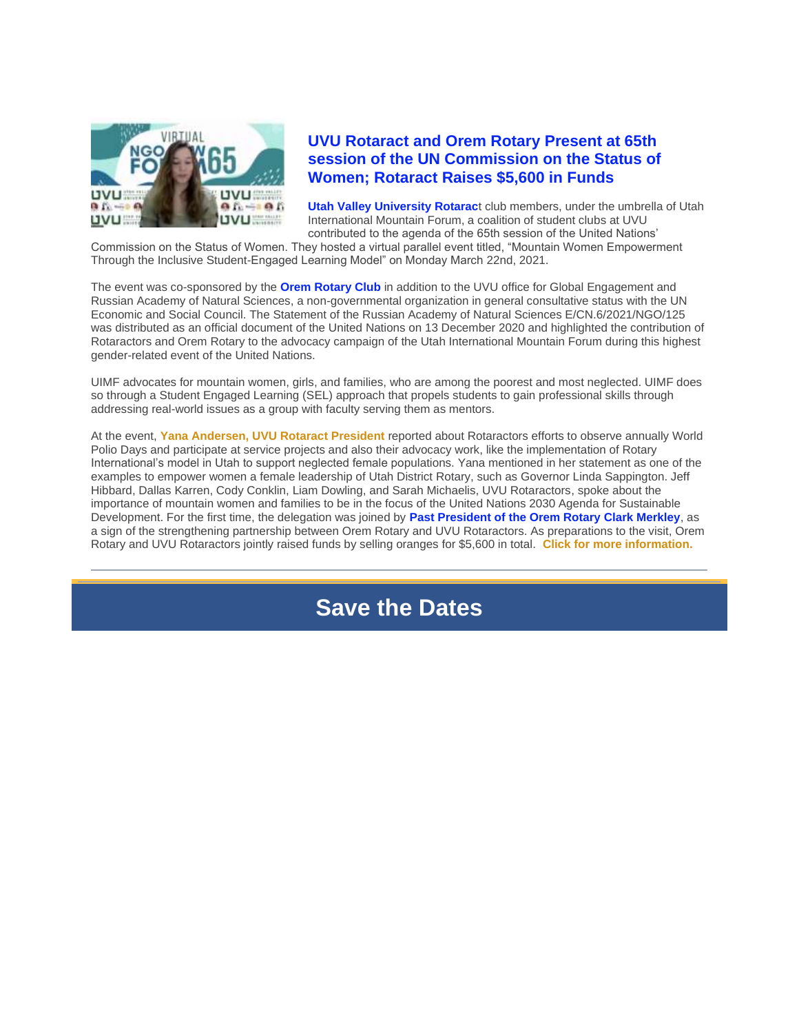## UVU Rotaract and Orem Rotary Present at 65th session of the UN Commission on the Status of Women; Rotaract Raises $5,600 in Funds

**Utah Valley University Rotarac**t club members, under the umbrella of Utah International Mountain Forum, a coalition of student clubs at UVU contributed to the agenda of the 65th session of the United Nations' Commission on the Status of Women. They hosted a virtual parallel event titled, "Mountain Women Empowerment Through the Inclusive Student-Engaged Learning Model" on Monday March 22nd, 2021.

The event was co-sponsored by the **Orem Rotary Club** in addition to the UVU office for Global Engagement and Russian Academy of Natural Sciences, a non-governmental organization in general consultative status with the UN Economic and Social Council. The Statement of the Russian Academy of Natural Sciences E/CN.6/2021/NGO/125 was distributed as an official document of the United Nations on 13 December 2020 and highlighted the contribution of Rotaractors and Orem Rotary to the advocacy campaign of the Utah International Mountain Forum during this highest gender-related event of the United Nations.

UIMF advocates for mountain women, girls, and families, who are among the poorest and most neglected. UIMF does so through a Student Engaged Learning (SEL) approach that propels students to gain professional skills through addressing real-world issues as a group with faculty serving them as mentors.

At the event, **Yana Andersen, UVU Rotaract President** reported about Rotaractors efforts to observe annually World Polio Days and participate at service projects and also their advocacy work, like the implementation of Rotary International's model in Utah to support neglected female populations. Yana mentioned in her statement as one of the examples to empower women a female leadership of Utah District Rotary, such as Governor Linda Sappington. Jeff Hibbard, Dallas Karren, Cody Conklin, Liam Dowling, and Sarah Michaelis, UVU Rotaractors, spoke about the importance of mountain women and families to be in the focus of the United Nations 2030 Agenda for Sustainable Development. For the first time, the delegation was joined by **Past President of the Orem Rotary Clark Merkley**, as a sign of the strengthening partnership between Orem Rotary and UVU Rotaractors. As preparations to the visit, Orem Rotary and UVU Rotaractors jointly raised funds by selling oranges for $5,600 in total. **Click for more information.**

---

# Save the Dates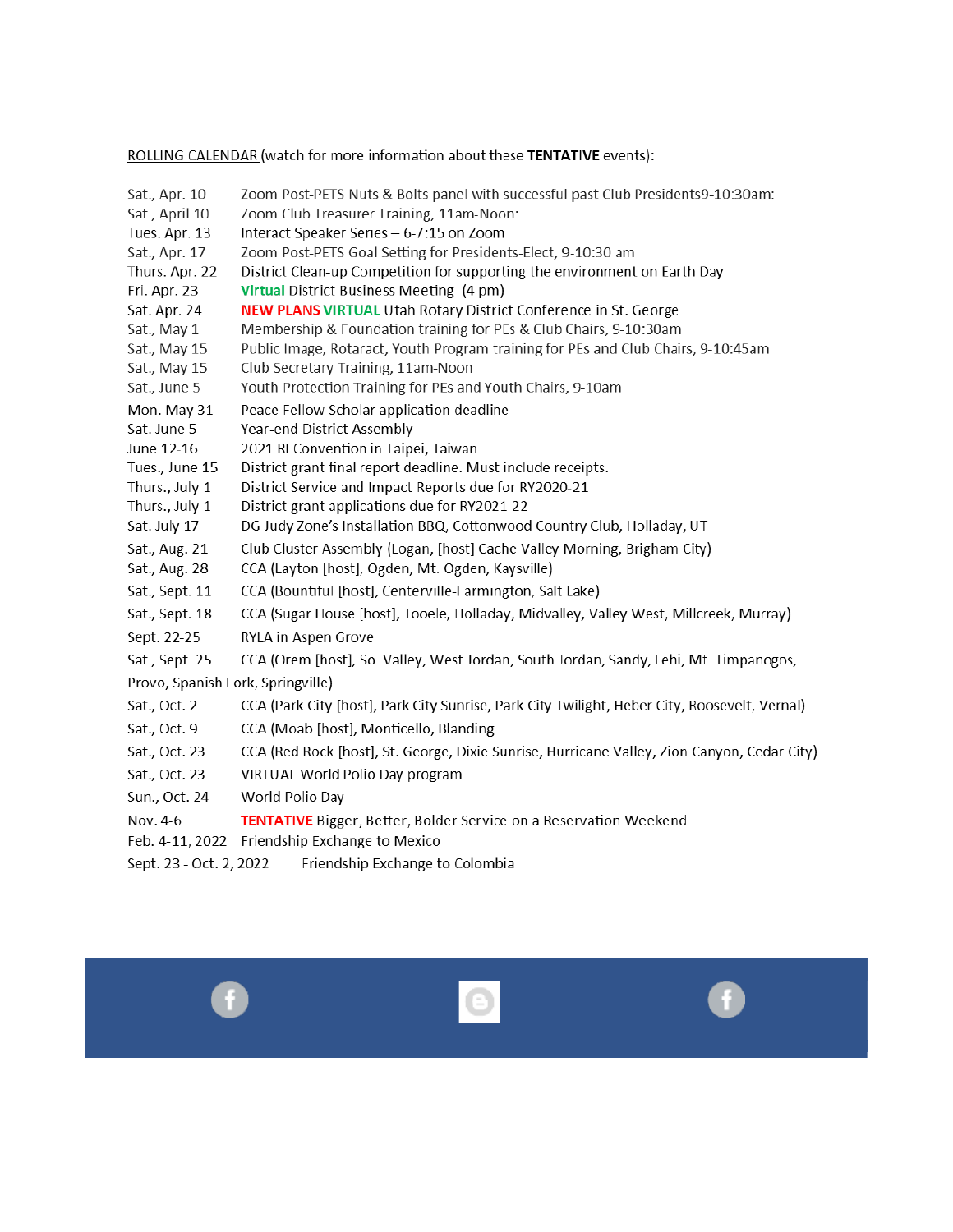ROLLING CALENDAR (watch for more information about these **TENTATIVE** events):

| | |
|---|---|
| Sat., Apr. 10 | Zoom Post-PETS Nuts & Bolts panel with successful past Club Presidents9-10:30am: |
| Sat., April 10 | Zoom Club Treasurer Training, 11am-Noon: |
| Tues. Apr. 13 | Interact Speaker Series – 6-7:15 on Zoom |
| Sat., Apr. 17 | Zoom Post-PETS Goal Setting for Presidents-Elect, 9-10:30 am |
| Thurs. Apr. 22 | District Clean-up Competition for supporting the environment on Earth Day |
| Fri. Apr. 23 | **Virtual** District Business Meeting (4 pm) |
| Sat. Apr. 24 | **NEW PLANS VIRTUAL** Utah Rotary District Conference in St. George |
| Sat., May 1 | Membership & Foundation training for PEs & Club Chairs, 9-10:30am |
| Sat., May 15 | Public Image, Rotaract, Youth Program training for PEs and Club Chairs, 9-10:45am |
| Sat., May 15 | Club Secretary Training, 11am-Noon |
| Sat., June 5 | Youth Protection Training for PEs and Youth Chairs, 9-10am |
| Mon. May 31 | Peace Fellow Scholar application deadline |
| Sat. June 5 | Year-end District Assembly |
| June 12-16 | 2021 RI Convention in Taipei, Taiwan |
| Tues., June 15 | District grant final report deadline. Must include receipts. |
| Thurs., July 1 | District Service and Impact Reports due for RY2020-21 |
| Thurs., July 1 | District grant applications due for RY2021-22 |
| Sat. July 17 | DG Judy Zone's Installation BBQ, Cottonwood Country Club, Holladay, UT |
| Sat., Aug. 21 | Club Cluster Assembly (Logan, [host] Cache Valley Morning, Brigham City) |
| Sat., Aug. 28 | CCA (Layton [host], Ogden, Mt. Ogden, Kaysville) |
| Sat., Sept. 11 | CCA (Bountiful [host], Centerville-Farmington, Salt Lake) |
| Sat., Sept. 18 | CCA (Sugar House [host], Tooele, Holladay, Midvalley, Valley West, Millcreek, Murray) |
| Sept. 22-25 | RYLA in Aspen Grove |
| Sat., Sept. 25 | CCA (Orem [host], So. Valley, West Jordan, South Jordan, Sandy, Lehi, Mt. Timpanogos, Provo, Spanish Fork, Springville) |
| Sat., Oct. 2 | CCA (Park City [host], Park City Sunrise, Park City Twilight, Heber City, Roosevelt, Vernal) |
| Sat., Oct. 9 | CCA (Moab [host], Monticello, Blanding |
| Sat., Oct. 23 | CCA (Red Rock [host], St. George, Dixie Sunrise, Hurricane Valley, Zion Canyon, Cedar City) |
| Sat., Oct. 23 | VIRTUAL World Polio Day program |
| Sun., Oct. 24 | World Polio Day |
| Nov. 4-6 | **TENTATIVE** Bigger, Better, Bolder Service on a Reservation Weekend |
| Feb. 4-11, 2022 | Friendship Exchange to Mexico |
| Sept. 23 - Oct. 2, 2022 | Friendship Exchange to Colombia |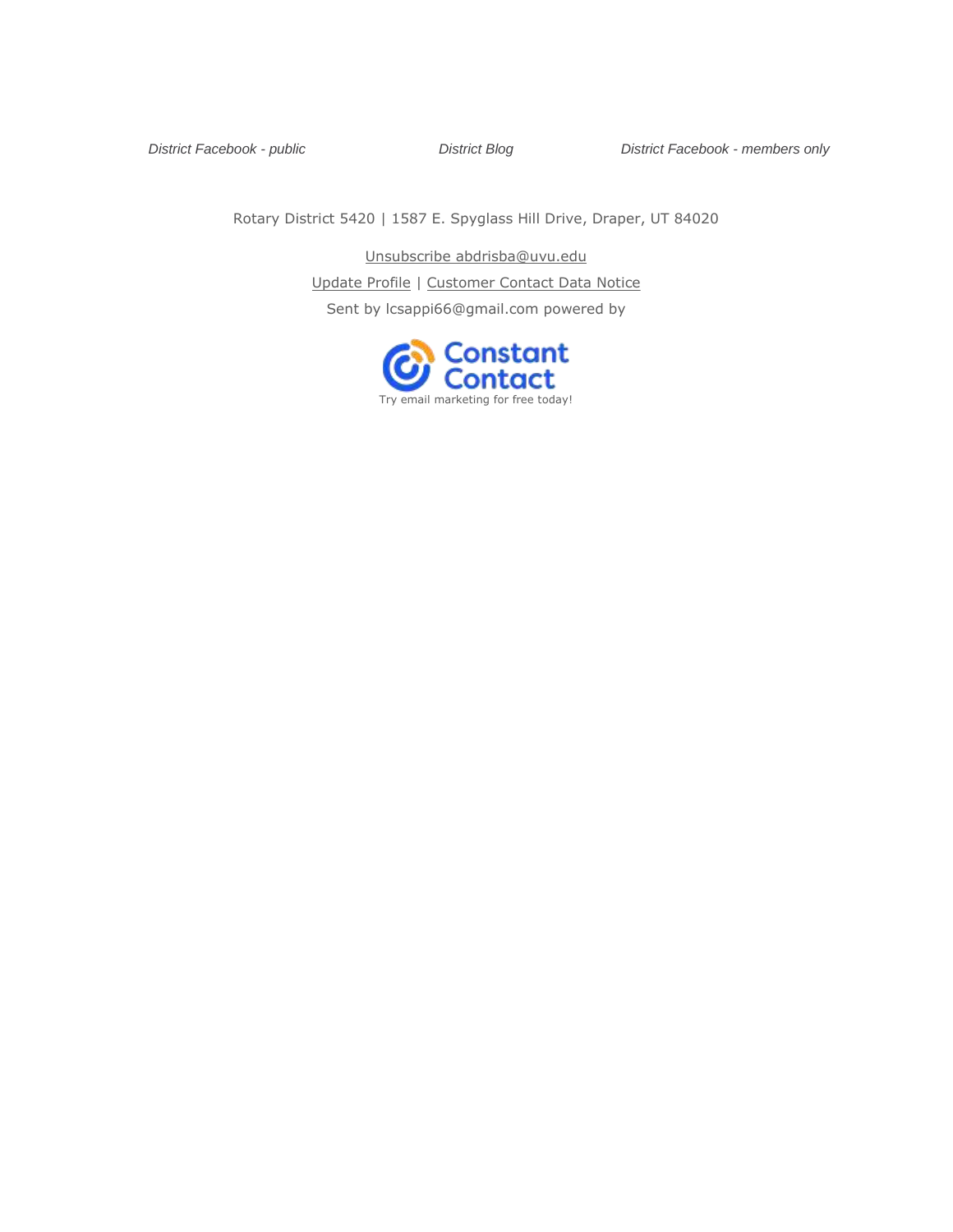*District Facebook - public* *District Blog* *District Facebook - members only*

Rotary District 5420 | 1587 E. Spyglass Hill Drive, Draper, UT 84020

Unsubscribe abdrisba@uvu.edu

Update Profile | Customer Contact Data Notice

Sent by lcsappi66@gmail.com powered by

Constant Contact

Try email marketing for free today!